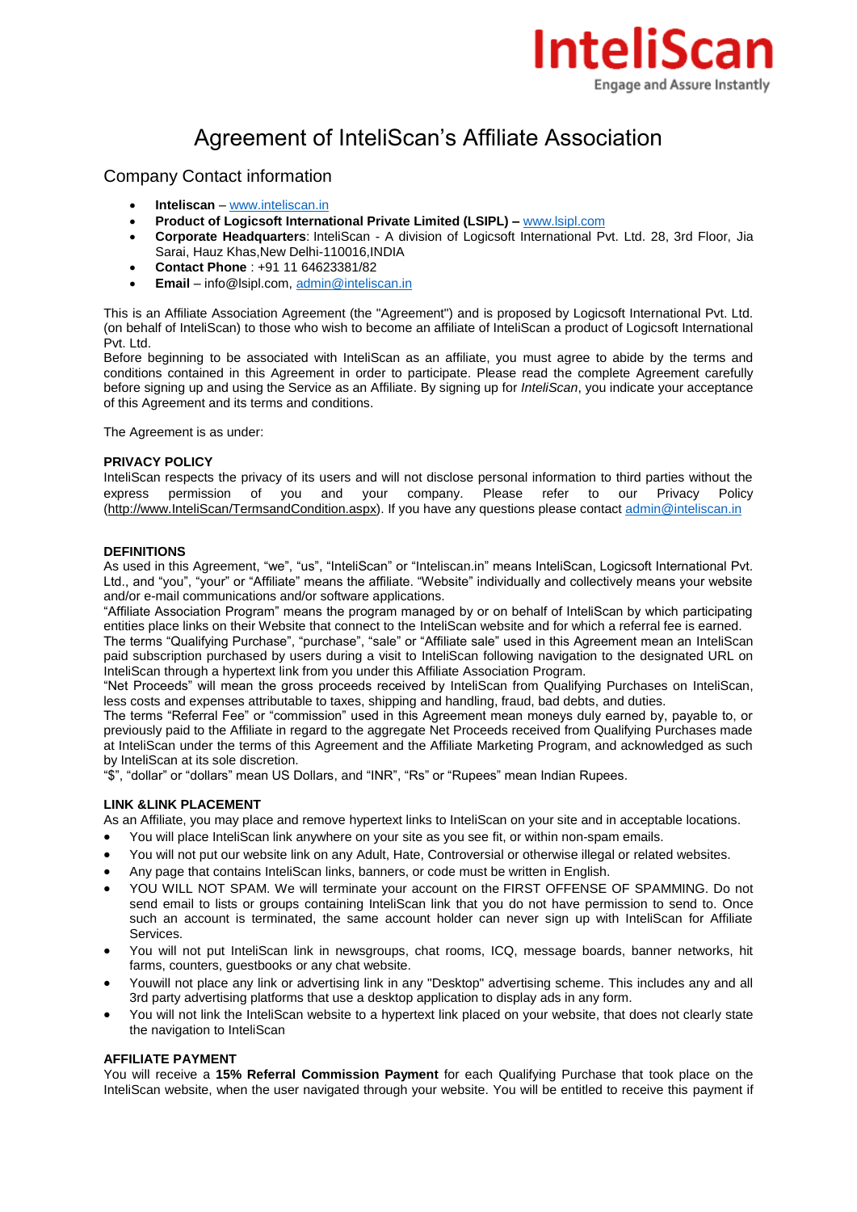InteliScan
Engage and Assure Instantly

# Agreement of InteliScan's Affiliate Association

## Company Contact information

- **Inteliscan** – www.inteliscan.in
- **Product of Logicsoft International Private Limited (LSIPL) –** www.lsipl.com
- **Corporate Headquarters**: InteliScan - A division of Logicsoft International Pvt. Ltd. 28, 3rd Floor, Jia Sarai, Hauz Khas,New Delhi-110016,INDIA
- **Contact Phone** : +91 11 64623381/82
- **Email** – info@lsipl.com, admin@inteliscan.in

This is an Affiliate Association Agreement (the "Agreement") and is proposed by Logicsoft International Pvt. Ltd. (on behalf of InteliScan) to those who wish to become an affiliate of InteliScan a product of Logicsoft International Pvt. Ltd.
Before beginning to be associated with InteliScan as an affiliate, you must agree to abide by the terms and conditions contained in this Agreement in order to participate. Please read the complete Agreement carefully before signing up and using the Service as an Affiliate. By signing up for *InteliScan*, you indicate your acceptance of this Agreement and its terms and conditions.

The Agreement is as under:

**PRIVACY POLICY**
InteliScan respects the privacy of its users and will not disclose personal information to third parties without the express permission of you and your company. Please refer to our Privacy Policy (http://www.InteliScan/TermsandCondition.aspx). If you have any questions please contact admin@inteliscan.in

**DEFINITIONS**
As used in this Agreement, "we", "us", "InteliScan" or "Inteliscan.in" means InteliScan, Logicsoft International Pvt. Ltd., and "you", "your" or "Affiliate" means the affiliate. "Website" individually and collectively means your website and/or e-mail communications and/or software applications.
"Affiliate Association Program" means the program managed by or on behalf of InteliScan by which participating entities place links on their Website that connect to the InteliScan website and for which a referral fee is earned.
The terms "Qualifying Purchase", "purchase", "sale" or "Affiliate sale" used in this Agreement mean an InteliScan paid subscription purchased by users during a visit to InteliScan following navigation to the designated URL on InteliScan through a hypertext link from you under this Affiliate Association Program.
"Net Proceeds" will mean the gross proceeds received by InteliScan from Qualifying Purchases on InteliScan, less costs and expenses attributable to taxes, shipping and handling, fraud, bad debts, and duties.
The terms "Referral Fee" or "commission" used in this Agreement mean moneys duly earned by, payable to, or previously paid to the Affiliate in regard to the aggregate Net Proceeds received from Qualifying Purchases made at InteliScan under the terms of this Agreement and the Affiliate Marketing Program, and acknowledged as such by InteliScan at its sole discretion.
"$", "dollar" or "dollars" mean US Dollars, and "INR", "Rs" or "Rupees" mean Indian Rupees.

**LINK &LINK PLACEMENT**
As an Affiliate, you may place and remove hypertext links to InteliScan on your site and in acceptable locations.

- You will place InteliScan link anywhere on your site as you see fit, or within non-spam emails.
- You will not put our website link on any Adult, Hate, Controversial or otherwise illegal or related websites.
- Any page that contains InteliScan links, banners, or code must be written in English.
- YOU WILL NOT SPAM. We will terminate your account on the FIRST OFFENSE OF SPAMMING. Do not send email to lists or groups containing InteliScan link that you do not have permission to send to. Once such an account is terminated, the same account holder can never sign up with InteliScan for Affiliate Services.
- You will not put InteliScan link in newsgroups, chat rooms, ICQ, message boards, banner networks, hit farms, counters, guestbooks or any chat website.
- Youwill not place any link or advertising link in any "Desktop" advertising scheme. This includes any and all 3rd party advertising platforms that use a desktop application to display ads in any form.
- You will not link the InteliScan website to a hypertext link placed on your website, that does not clearly state the navigation to InteliScan

**AFFILIATE PAYMENT**
You will receive a **15% Referral Commission Payment** for each Qualifying Purchase that took place on the InteliScan website, when the user navigated through your website. You will be entitled to receive this payment if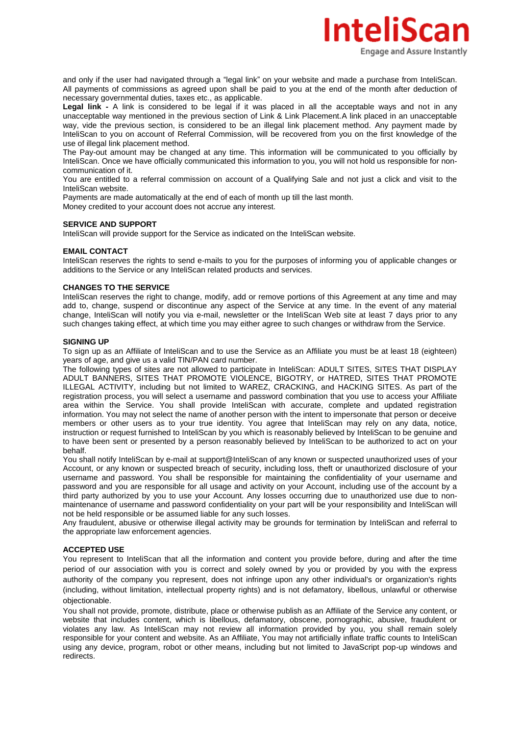and only if the user had navigated through a "legal link" on your website and made a purchase from InteliScan. All payments of commissions as agreed upon shall be paid to you at the end of the month after deduction of necessary governmental duties, taxes etc., as applicable.

**Legal link -** A link is considered to be legal if it was placed in all the acceptable ways and not in any unacceptable way mentioned in the previous section of Link & Link Placement.A link placed in an unacceptable way, vide the previous section, is considered to be an illegal link placement method. Any payment made by InteliScan to you on account of Referral Commission, will be recovered from you on the first knowledge of the use of illegal link placement method.

The Pay-out amount may be changed at any time. This information will be communicated to you officially by InteliScan. Once we have officially communicated this information to you, you will not hold us responsible for non-communication of it.

You are entitled to a referral commission on account of a Qualifying Sale and not just a click and visit to the InteliScan website.

Payments are made automatically at the end of each of month up till the last month.

Money credited to your account does not accrue any interest.

## SERVICE AND SUPPORT

InteliScan will provide support for the Service as indicated on the InteliScan website.

## EMAIL CONTACT

InteliScan reserves the rights to send e-mails to you for the purposes of informing you of applicable changes or additions to the Service or any InteliScan related products and services.

## CHANGES TO THE SERVICE

InteliScan reserves the right to change, modify, add or remove portions of this Agreement at any time and may add to, change, suspend or discontinue any aspect of the Service at any time. In the event of any material change, InteliScan will notify you via e-mail, newsletter or the InteliScan Web site at least 7 days prior to any such changes taking effect, at which time you may either agree to such changes or withdraw from the Service.

## SIGNING UP

To sign up as an Affiliate of InteliScan and to use the Service as an Affiliate you must be at least 18 (eighteen) years of age, and give us a valid TIN/PAN card number.

The following types of sites are not allowed to participate in InteliScan: ADULT SITES, SITES THAT DISPLAY ADULT BANNERS, SITES THAT PROMOTE VIOLENCE, BIGOTRY, or HATRED, SITES THAT PROMOTE ILLEGAL ACTIVITY, including but not limited to WAREZ, CRACKING, and HACKING SITES. As part of the registration process, you will select a username and password combination that you use to access your Affiliate area within the Service. You shall provide InteliScan with accurate, complete and updated registration information. You may not select the name of another person with the intent to impersonate that person or deceive members or other users as to your true identity. You agree that InteliScan may rely on any data, notice, instruction or request furnished to InteliScan by you which is reasonably believed by InteliScan to be genuine and to have been sent or presented by a person reasonably believed by InteliScan to be authorized to act on your behalf.

You shall notify InteliScan by e-mail at support@InteliScan of any known or suspected unauthorized uses of your Account, or any known or suspected breach of security, including loss, theft or unauthorized disclosure of your username and password. You shall be responsible for maintaining the confidentiality of your username and password and you are responsible for all usage and activity on your Account, including use of the account by a third party authorized by you to use your Account. Any losses occurring due to unauthorized use due to non-maintenance of username and password confidentiality on your part will be your responsibility and InteliScan will not be held responsible or be assumed liable for any such losses.

Any fraudulent, abusive or otherwise illegal activity may be grounds for termination by InteliScan and referral to the appropriate law enforcement agencies.

## ACCEPTED USE

You represent to InteliScan that all the information and content you provide before, during and after the time period of our association with you is correct and solely owned by you or provided by you with the express authority of the company you represent, does not infringe upon any other individual's or organization's rights (including, without limitation, intellectual property rights) and is not defamatory, libellous, unlawful or otherwise objectionable.

You shall not provide, promote, distribute, place or otherwise publish as an Affiliate of the Service any content, or website that includes content, which is libellous, defamatory, obscene, pornographic, abusive, fraudulent or violates any law. As InteliScan may not review all information provided by you, you shall remain solely responsible for your content and website. As an Affiliate, You may not artificially inflate traffic counts to InteliScan using any device, program, robot or other means, including but not limited to JavaScript pop-up windows and redirects.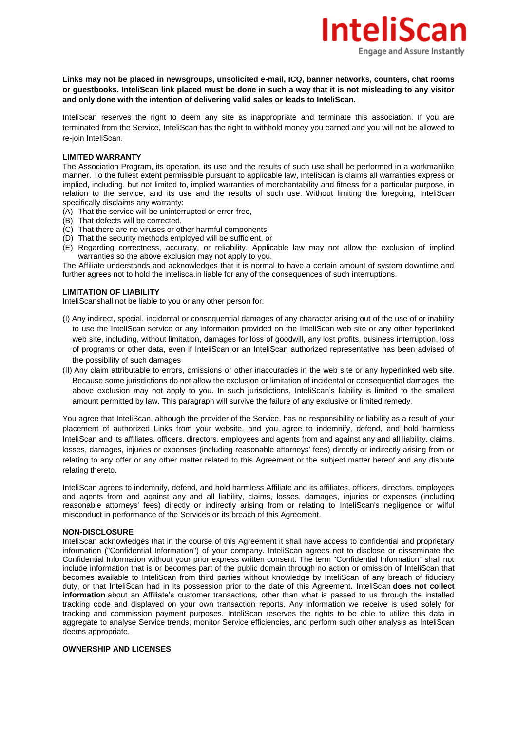**Links may not be placed in newsgroups, unsolicited e-mail, ICQ, banner networks, counters, chat rooms or guestbooks. InteliScan link placed must be done in such a way that it is not misleading to any visitor and only done with the intention of delivering valid sales or leads to InteliScan.**

InteliScan reserves the right to deem any site as inappropriate and terminate this association. If you are terminated from the Service, InteliScan has the right to withhold money you earned and you will not be allowed to re-join InteliScan.

**LIMITED WARRANTY**

The Association Program, its operation, its use and the results of such use shall be performed in a workmanlike manner. To the fullest extent permissible pursuant to applicable law, InteliScan is claims all warranties express or implied, including, but not limited to, implied warranties of merchantability and fitness for a particular purpose, in relation to the service, and its use and the results of such use. Without limiting the foregoing, InteliScan specifically disclaims any warranty:

(A) That the service will be uninterrupted or error-free,
(B) That defects will be corrected,
(C) That there are no viruses or other harmful components,
(D) That the security methods employed will be sufficient, or
(E) Regarding correctness, accuracy, or reliability. Applicable law may not allow the exclusion of implied warranties so the above exclusion may not apply to you.

The Affiliate understands and acknowledges that it is normal to have a certain amount of system downtime and further agrees not to hold the intelisca.in liable for any of the consequences of such interruptions.

**LIMITATION OF LIABILITY**

InteliScanshall not be liable to you or any other person for:

(I) Any indirect, special, incidental or consequential damages of any character arising out of the use of or inability to use the InteliScan service or any information provided on the InteliScan web site or any other hyperlinked web site, including, without limitation, damages for loss of goodwill, any lost profits, business interruption, loss of programs or other data, even if InteliScan or an InteliScan authorized representative has been advised of the possibility of such damages

(II) Any claim attributable to errors, omissions or other inaccuracies in the web site or any hyperlinked web site. Because some jurisdictions do not allow the exclusion or limitation of incidental or consequential damages, the above exclusion may not apply to you. In such jurisdictions, InteliScan's liability is limited to the smallest amount permitted by law. This paragraph will survive the failure of any exclusive or limited remedy.

You agree that InteliScan, although the provider of the Service, has no responsibility or liability as a result of your placement of authorized Links from your website, and you agree to indemnify, defend, and hold harmless InteliScan and its affiliates, officers, directors, employees and agents from and against any and all liability, claims, losses, damages, injuries or expenses (including reasonable attorneys' fees) directly or indirectly arising from or relating to any offer or any other matter related to this Agreement or the subject matter hereof and any dispute relating thereto.

InteliScan agrees to indemnify, defend, and hold harmless Affiliate and its affiliates, officers, directors, employees and agents from and against any and all liability, claims, losses, damages, injuries or expenses (including reasonable attorneys' fees) directly or indirectly arising from or relating to InteliScan's negligence or wilful misconduct in performance of the Services or its breach of this Agreement.

**NON-DISCLOSURE**

InteliScan acknowledges that in the course of this Agreement it shall have access to confidential and proprietary information ("Confidential Information") of your company. InteliScan agrees not to disclose or disseminate the Confidential Information without your prior express written consent. The term "Confidential Information" shall not include information that is or becomes part of the public domain through no action or omission of InteliScan that becomes available to InteliScan from third parties without knowledge by InteliScan of any breach of fiduciary duty, or that InteliScan had in its possession prior to the date of this Agreement. InteliScan **does not collect information** about an Affiliate's customer transactions, other than what is passed to us through the installed tracking code and displayed on your own transaction reports. Any information we receive is used solely for tracking and commission payment purposes. InteliScan reserves the rights to be able to utilize this data in aggregate to analyse Service trends, monitor Service efficiencies, and perform such other analysis as InteliScan deems appropriate.

**OWNERSHIP AND LICENSES**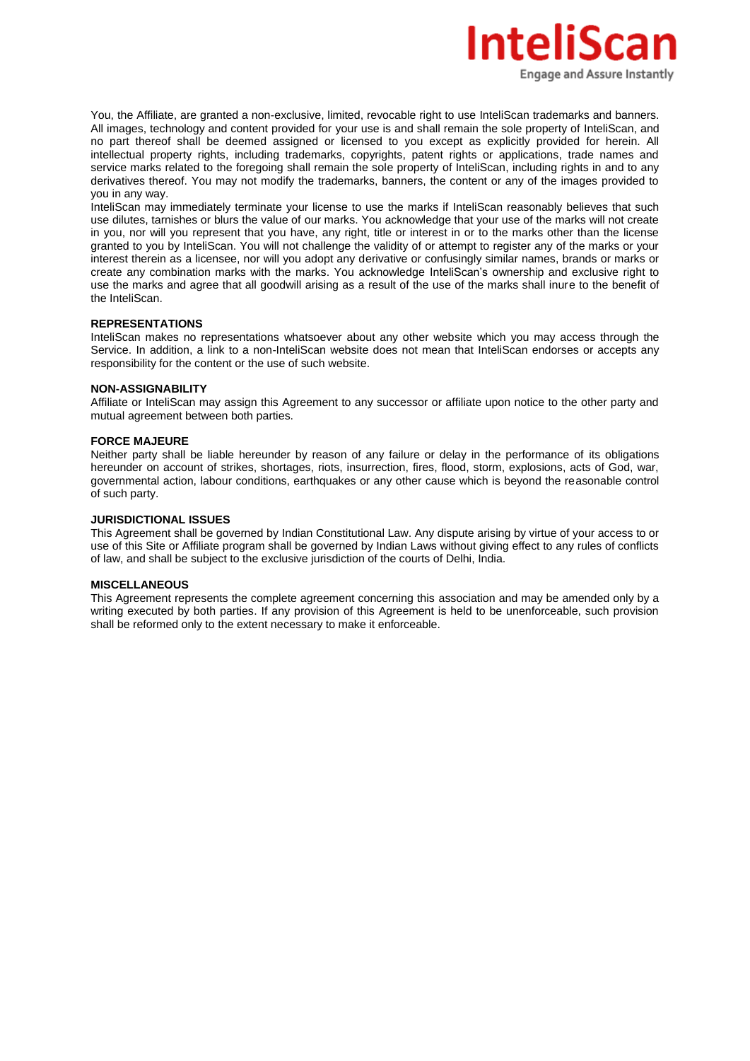You, the Affiliate, are granted a non-exclusive, limited, revocable right to use InteliScan trademarks and banners. All images, technology and content provided for your use is and shall remain the sole property of InteliScan, and no part thereof shall be deemed assigned or licensed to you except as explicitly provided for herein. All intellectual property rights, including trademarks, copyrights, patent rights or applications, trade names and service marks related to the foregoing shall remain the sole property of InteliScan, including rights in and to any derivatives thereof. You may not modify the trademarks, banners, the content or any of the images provided to you in any way.

InteliScan may immediately terminate your license to use the marks if InteliScan reasonably believes that such use dilutes, tarnishes or blurs the value of our marks. You acknowledge that your use of the marks will not create in you, nor will you represent that you have, any right, title or interest in or to the marks other than the license granted to you by InteliScan. You will not challenge the validity of or attempt to register any of the marks or your interest therein as a licensee, nor will you adopt any derivative or confusingly similar names, brands or marks or create any combination marks with the marks. You acknowledge InteliScan's ownership and exclusive right to use the marks and agree that all goodwill arising as a result of the use of the marks shall inure to the benefit of the InteliScan.

**REPRESENTATIONS**

InteliScan makes no representations whatsoever about any other website which you may access through the Service. In addition, a link to a non-InteliScan website does not mean that InteliScan endorses or accepts any responsibility for the content or the use of such website.

**NON-ASSIGNABILITY**

Affiliate or InteliScan may assign this Agreement to any successor or affiliate upon notice to the other party and mutual agreement between both parties.

**FORCE MAJEURE**

Neither party shall be liable hereunder by reason of any failure or delay in the performance of its obligations hereunder on account of strikes, shortages, riots, insurrection, fires, flood, storm, explosions, acts of God, war, governmental action, labour conditions, earthquakes or any other cause which is beyond the reasonable control of such party.

**JURISDICTIONAL ISSUES**

This Agreement shall be governed by Indian Constitutional Law. Any dispute arising by virtue of your access to or use of this Site or Affiliate program shall be governed by Indian Laws without giving effect to any rules of conflicts of law, and shall be subject to the exclusive jurisdiction of the courts of Delhi, India.

**MISCELLANEOUS**

This Agreement represents the complete agreement concerning this association and may be amended only by a writing executed by both parties. If any provision of this Agreement is held to be unenforceable, such provision shall be reformed only to the extent necessary to make it enforceable.